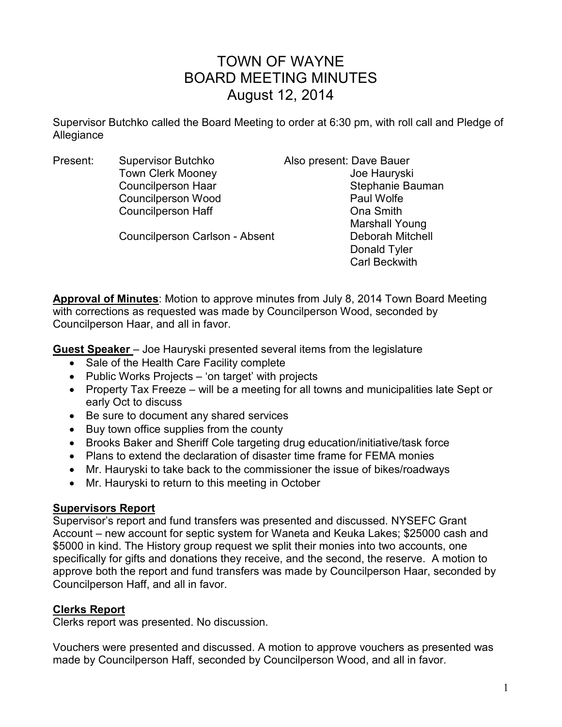# TOWN OF WAYNE
# BOARD MEETING MINUTES
# August 12, 2014

Supervisor Butchko called the Board Meeting to order at 6:30 pm, with roll call and Pledge of Allegiance

Present:
- Supervisor Butchko
- Town Clerk Mooney
- Councilperson Haar
- Councilperson Wood
- Councilperson Haff

Councilperson Carlson - Absent

Also present:
- Dave Bauer
- Joe Hauryski
- Stephanie Bauman
- Paul Wolfe
- Ona Smith
- Marshall Young
- Deborah Mitchell
- Donald Tyler
- Carl Beckwith

**Approval of Minutes**: Motion to approve minutes from July 8, 2014 Town Board Meeting with corrections as requested was made by Councilperson Wood, seconded by Councilperson Haar, and all in favor.

**Guest Speaker** – Joe Hauryski presented several items from the legislature

- Sale of the Health Care Facility complete
- Public Works Projects – 'on target' with projects
- Property Tax Freeze – will be a meeting for all towns and municipalities late Sept or early Oct to discuss
- Be sure to document any shared services
- Buy town office supplies from the county
- Brooks Baker and Sheriff Cole targeting drug education/initiative/task force
- Plans to extend the declaration of disaster time frame for FEMA monies
- Mr. Hauryski to take back to the commissioner the issue of bikes/roadways
- Mr. Hauryski to return to this meeting in October

## Supervisors Report

Supervisor's report and fund transfers was presented and discussed. NYSEFC Grant Account – new account for septic system for Waneta and Keuka Lakes; $25000 cash and $5000 in kind. The History group request we split their monies into two accounts, one specifically for gifts and donations they receive, and the second, the reserve. A motion to approve both the report and fund transfers was made by Councilperson Haar, seconded by Councilperson Haff, and all in favor.

## Clerks Report

Clerks report was presented. No discussion.

Vouchers were presented and discussed. A motion to approve vouchers as presented was made by Councilperson Haff, seconded by Councilperson Wood, and all in favor.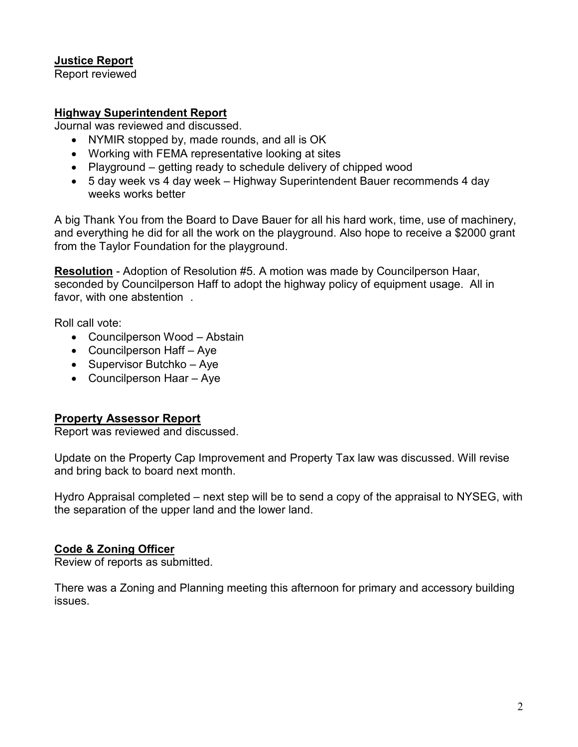**Justice Report**
Report reviewed

**Highway Superintendent Report**
Journal was reviewed and discussed.

- NYMIR stopped by, made rounds, and all is OK
- Working with FEMA representative looking at sites
- Playground – getting ready to schedule delivery of chipped wood
- 5 day week vs 4 day week – Highway Superintendent Bauer recommends 4 day weeks works better

A big Thank You from the Board to Dave Bauer for all his hard work, time, use of machinery, and everything he did for all the work on the playground. Also hope to receive a $2000 grant from the Taylor Foundation for the playground.

**Resolution** - Adoption of Resolution #5. A motion was made by Councilperson Haar, seconded by Councilperson Haff to adopt the highway policy of equipment usage. All in favor, with one abstention .

Roll call vote:

- Councilperson Wood – Abstain
- Councilperson Haff – Aye
- Supervisor Butchko – Aye
- Councilperson Haar – Aye

**Property Assessor Report**
Report was reviewed and discussed.

Update on the Property Cap Improvement and Property Tax law was discussed. Will revise and bring back to board next month.

Hydro Appraisal completed – next step will be to send a copy of the appraisal to NYSEG, with the separation of the upper land and the lower land.

**Code & Zoning Officer**
Review of reports as submitted.

There was a Zoning and Planning meeting this afternoon for primary and accessory building issues.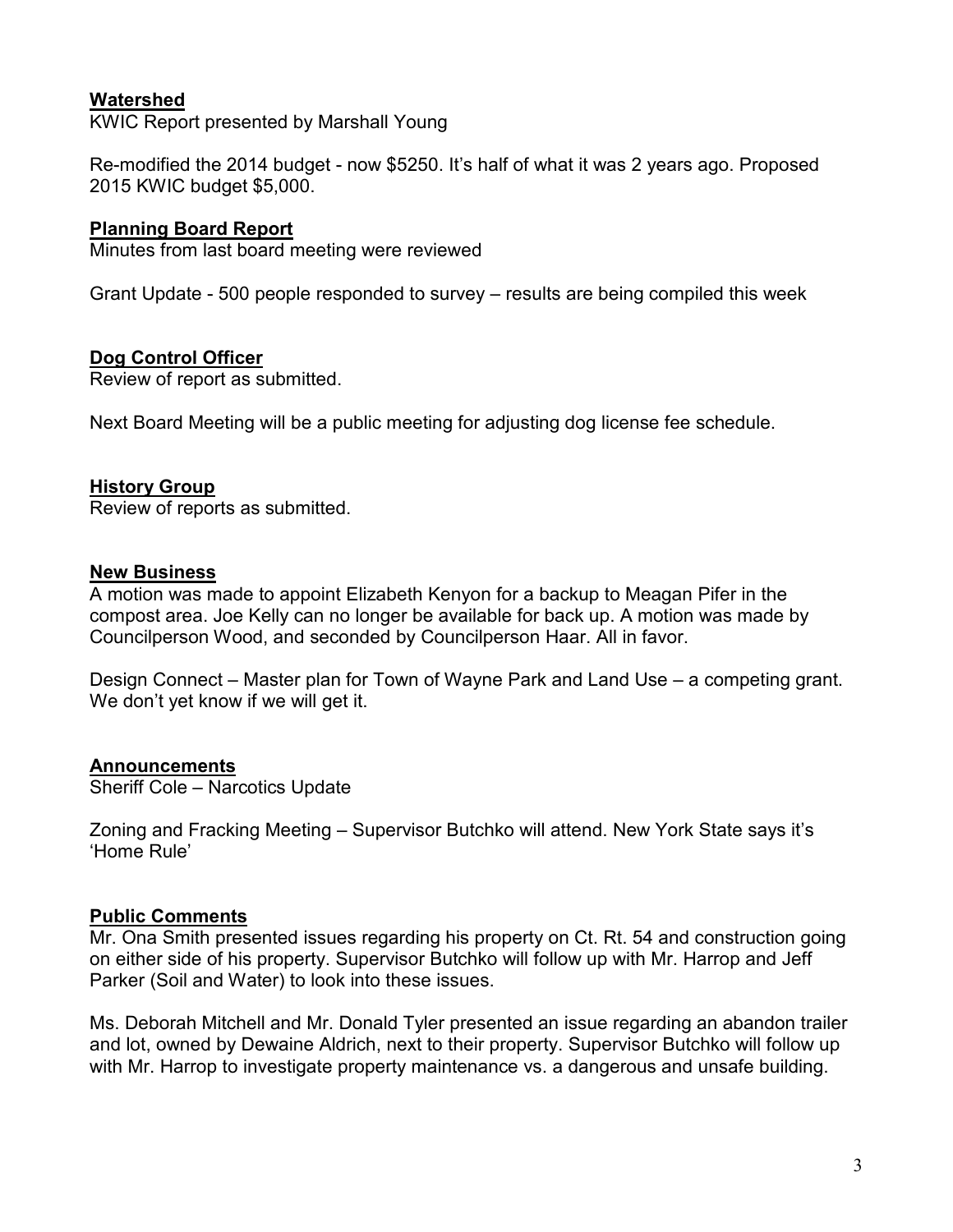**Watershed**

KWIC Report presented by Marshall Young

Re-modified the 2014 budget - now $5250. It's half of what it was 2 years ago. Proposed 2015 KWIC budget $5,000.

**Planning Board Report**

Minutes from last board meeting were reviewed

Grant Update - 500 people responded to survey – results are being compiled this week

**Dog Control Officer**

Review of report as submitted.

Next Board Meeting will be a public meeting for adjusting dog license fee schedule.

**History Group**

Review of reports as submitted.

**New Business**

A motion was made to appoint Elizabeth Kenyon for a backup to Meagan Pifer in the compost area. Joe Kelly can no longer be available for back up. A motion was made by Councilperson Wood, and seconded by Councilperson Haar. All in favor.

Design Connect – Master plan for Town of Wayne Park and Land Use – a competing grant. We don't yet know if we will get it.

**Announcements**

Sheriff Cole – Narcotics Update

Zoning and Fracking Meeting – Supervisor Butchko will attend. New York State says it's 'Home Rule'

**Public Comments**

Mr. Ona Smith presented issues regarding his property on Ct. Rt. 54 and construction going on either side of his property. Supervisor Butchko will follow up with Mr. Harrop and Jeff Parker (Soil and Water) to look into these issues.

Ms. Deborah Mitchell and Mr. Donald Tyler presented an issue regarding an abandon trailer and lot, owned by Dewaine Aldrich, next to their property. Supervisor Butchko will follow up with Mr. Harrop to investigate property maintenance vs. a dangerous and unsafe building.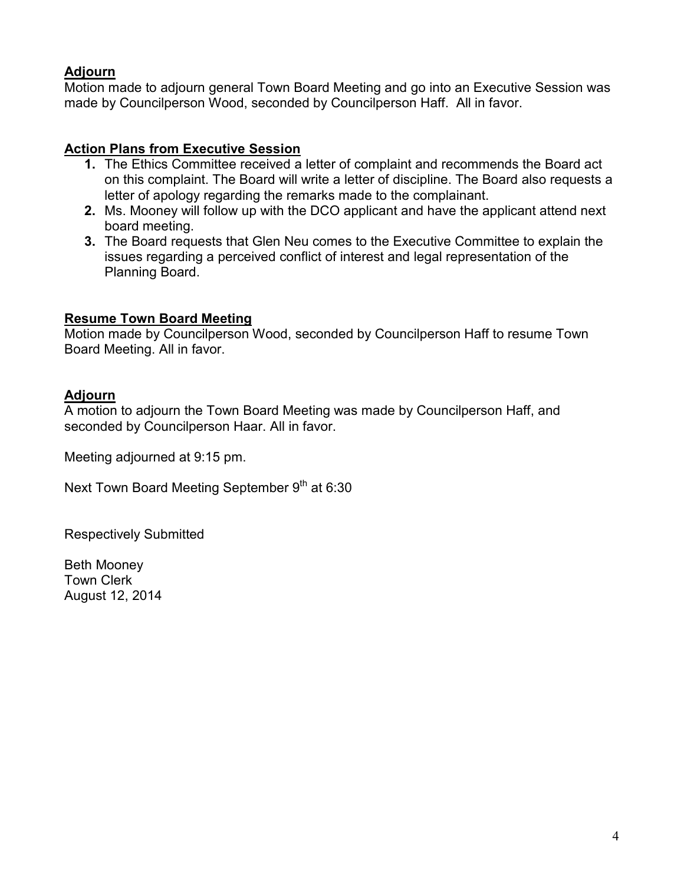**Adjourn**

Motion made to adjourn general Town Board Meeting and go into an Executive Session was made by Councilperson Wood, seconded by Councilperson Haff. All in favor.

**Action Plans from Executive Session**

1. The Ethics Committee received a letter of complaint and recommends the Board act on this complaint. The Board will write a letter of discipline. The Board also requests a letter of apology regarding the remarks made to the complainant.
2. Ms. Mooney will follow up with the DCO applicant and have the applicant attend next board meeting.
3. The Board requests that Glen Neu comes to the Executive Committee to explain the issues regarding a perceived conflict of interest and legal representation of the Planning Board.

**Resume Town Board Meeting**

Motion made by Councilperson Wood, seconded by Councilperson Haff to resume Town Board Meeting. All in favor.

**Adjourn**

A motion to adjourn the Town Board Meeting was made by Councilperson Haff, and seconded by Councilperson Haar. All in favor.

Meeting adjourned at 9:15 pm.

Next Town Board Meeting September 9th at 6:30

Respectively Submitted

Beth Mooney
Town Clerk
August 12, 2014